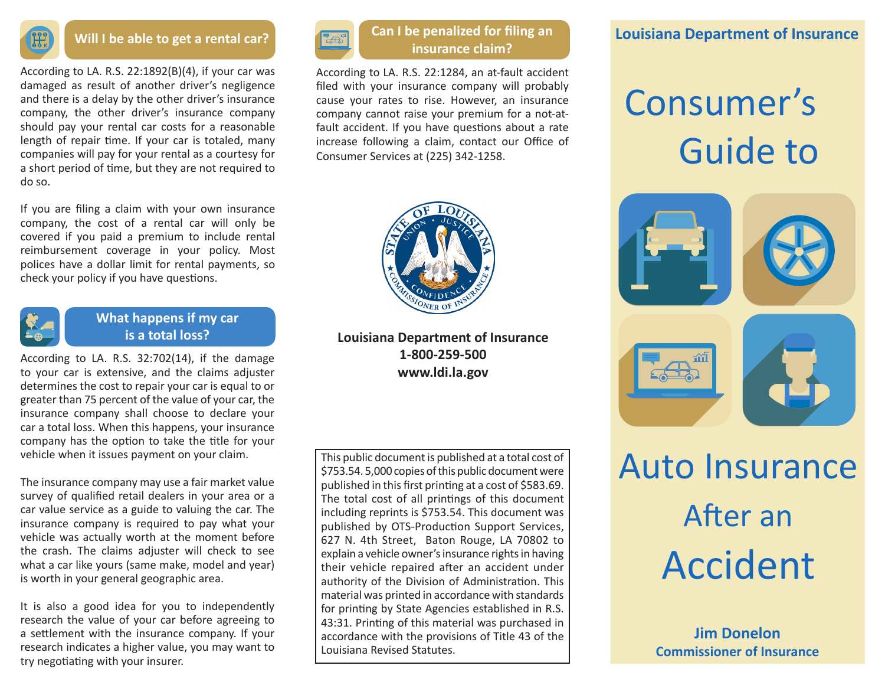## Will I be able to get a rental car?

According to LA. R.S. 22:1892(B)(4), if your car was damaged as result of another driver's negligence and there is a delay by the other driver's insurance company, the other driver's insurance company should pay your rental car costs for a reasonable length of repair time. If your car is totaled, many companies will pay for your rental as a courtesy for a short period of time, but they are not required to do so.

If you are filing a claim with your own insurance company, the cost of a rental car will only be covered if you paid a premium to include rental reimbursement coverage in your policy. Most polices have a dollar limit for rental payments, so check your policy if you have questions.

## What happens if my car is a total loss?

According to LA. R.S. 32:702(14), if the damage to your car is extensive, and the claims adjuster determines the cost to repair your car is equal to or greater than 75 percent of the value of your car, the insurance company shall choose to declare your car a total loss. When this happens, your insurance company has the option to take the title for your vehicle when it issues payment on your claim.

The insurance company may use a fair market value survey of qualified retail dealers in your area or a car value service as a guide to valuing the car. The insurance company is required to pay what your vehicle was actually worth at the moment before the crash. The claims adjuster will check to see what a car like yours (same make, model and year) is worth in your general geographic area.

It is also a good idea for you to independently research the value of your car before agreeing to a settlement with the insurance company. If your research indicates a higher value, you may want to try negotiating with your insurer.

## Can I be penalized for filing an insurance claim?

According to LA. R.S. 22:1284, an at-fault accident filed with your insurance company will probably cause your rates to rise. However, an insurance company cannot raise your premium for a not-at-fault accident. If you have questions about a rate increase following a claim, contact our Office of Consumer Services at (225) 342-1258.

**Louisiana Department of Insurance**
**1-800-259-500**
**www.ldi.la.gov**

This public document is published at a total cost of $753.54. 5,000 copies of this public document were published in this first printing at a cost of $583.69. The total cost of all printings of this document including reprints is $753.54. This document was published by OTS-Production Support Services, 627 N. 4th Street, Baton Rouge, LA 70802 to explain a vehicle owner's insurance rights in having their vehicle repaired after an accident under authority of the Division of Administration. This material was printed in accordance with standards for printing by State Agencies established in R.S. 43:31. Printing of this material was purchased in accordance with the provisions of Title 43 of the Louisiana Revised Statutes.

**Louisiana Department of Insurance**

# Consumer's Guide to Auto Insurance After an Accident

**Jim Donelon**
**Commissioner of Insurance**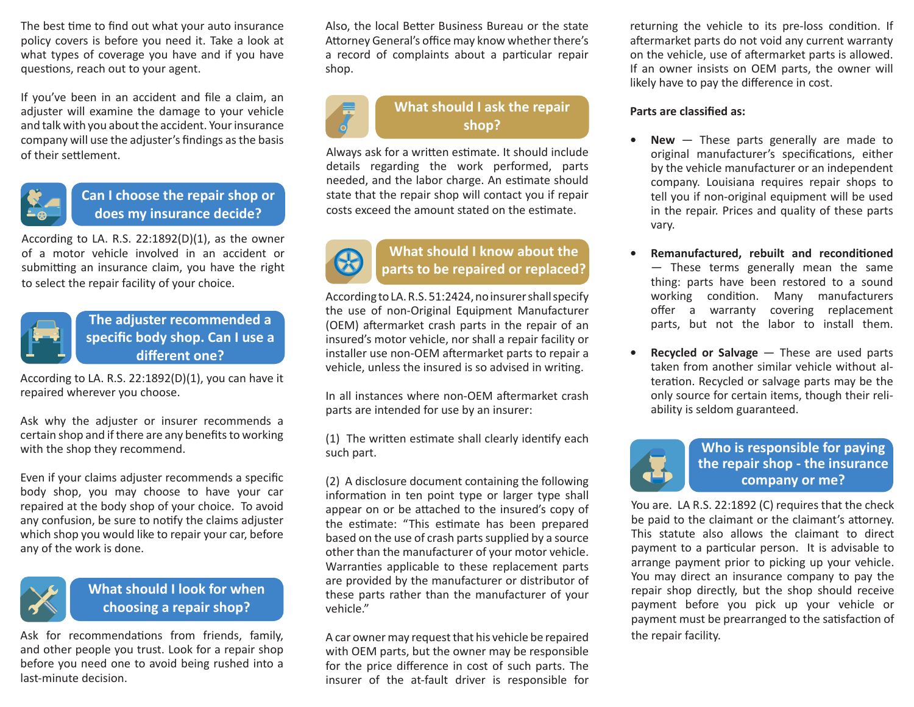The best time to find out what your auto insurance policy covers is before you need it. Take a look at what types of coverage you have and if you have questions, reach out to your agent.

If you've been in an accident and file a claim, an adjuster will examine the damage to your vehicle and talk with you about the accident. Your insurance company will use the adjuster's findings as the basis of their settlement.

## Can I choose the repair shop or does my insurance decide?

According to LA. R.S. 22:1892(D)(1), as the owner of a motor vehicle involved in an accident or submitting an insurance claim, you have the right to select the repair facility of your choice.

## The adjuster recommended a specific body shop. Can I use a different one?

According to LA. R.S. 22:1892(D)(1), you can have it repaired wherever you choose.

Ask why the adjuster or insurer recommends a certain shop and if there are any benefits to working with the shop they recommend.

Even if your claims adjuster recommends a specific body shop, you may choose to have your car repaired at the body shop of your choice. To avoid any confusion, be sure to notify the claims adjuster which shop you would like to repair your car, before any of the work is done.

## What should I look for when choosing a repair shop?

Ask for recommendations from friends, family, and other people you trust. Look for a repair shop before you need one to avoid being rushed into a last-minute decision.

Also, the local Better Business Bureau or the state Attorney General's office may know whether there's a record of complaints about a particular repair shop.

## What should I ask the repair shop?

Always ask for a written estimate. It should include details regarding the work performed, parts needed, and the labor charge. An estimate should state that the repair shop will contact you if repair costs exceed the amount stated on the estimate.

## What should I know about the parts to be repaired or replaced?

According to LA. R.S. 51:2424, no insurer shall specify the use of non-Original Equipment Manufacturer (OEM) aftermarket crash parts in the repair of an insured's motor vehicle, nor shall a repair facility or installer use non-OEM aftermarket parts to repair a vehicle, unless the insured is so advised in writing.

In all instances where non-OEM aftermarket crash parts are intended for use by an insurer:

(1) The written estimate shall clearly identify each such part.

(2) A disclosure document containing the following information in ten point type or larger type shall appear on or be attached to the insured's copy of the estimate: "This estimate has been prepared based on the use of crash parts supplied by a source other than the manufacturer of your motor vehicle. Warranties applicable to these replacement parts are provided by the manufacturer or distributor of these parts rather than the manufacturer of your vehicle."

A car owner may request that his vehicle be repaired with OEM parts, but the owner may be responsible for the price difference in cost of such parts. The insurer of the at-fault driver is responsible for returning the vehicle to its pre-loss condition. If aftermarket parts do not void any current warranty on the vehicle, use of aftermarket parts is allowed. If an owner insists on OEM parts, the owner will likely have to pay the difference in cost.

**Parts are classified as:**

- **New** — These parts generally are made to original manufacturer's specifications, either by the vehicle manufacturer or an independent company. Louisiana requires repair shops to tell you if non-original equipment will be used in the repair. Prices and quality of these parts vary.
- **Remanufactured, rebuilt and reconditioned** — These terms generally mean the same thing: parts have been restored to a sound working condition. Many manufacturers offer a warranty covering replacement parts, but not the labor to install them.
- **Recycled or Salvage** — These are used parts taken from another similar vehicle without alteration. Recycled or salvage parts may be the only source for certain items, though their reliability is seldom guaranteed.

## Who is responsible for paying the repair shop - the insurance company or me?

You are. LA R.S. 22:1892 (C) requires that the check be paid to the claimant or the claimant's attorney. This statute also allows the claimant to direct payment to a particular person. It is advisable to arrange payment prior to picking up your vehicle. You may direct an insurance company to pay the repair shop directly, but the shop should receive payment before you pick up your vehicle or payment must be prearranged to the satisfaction of the repair facility.